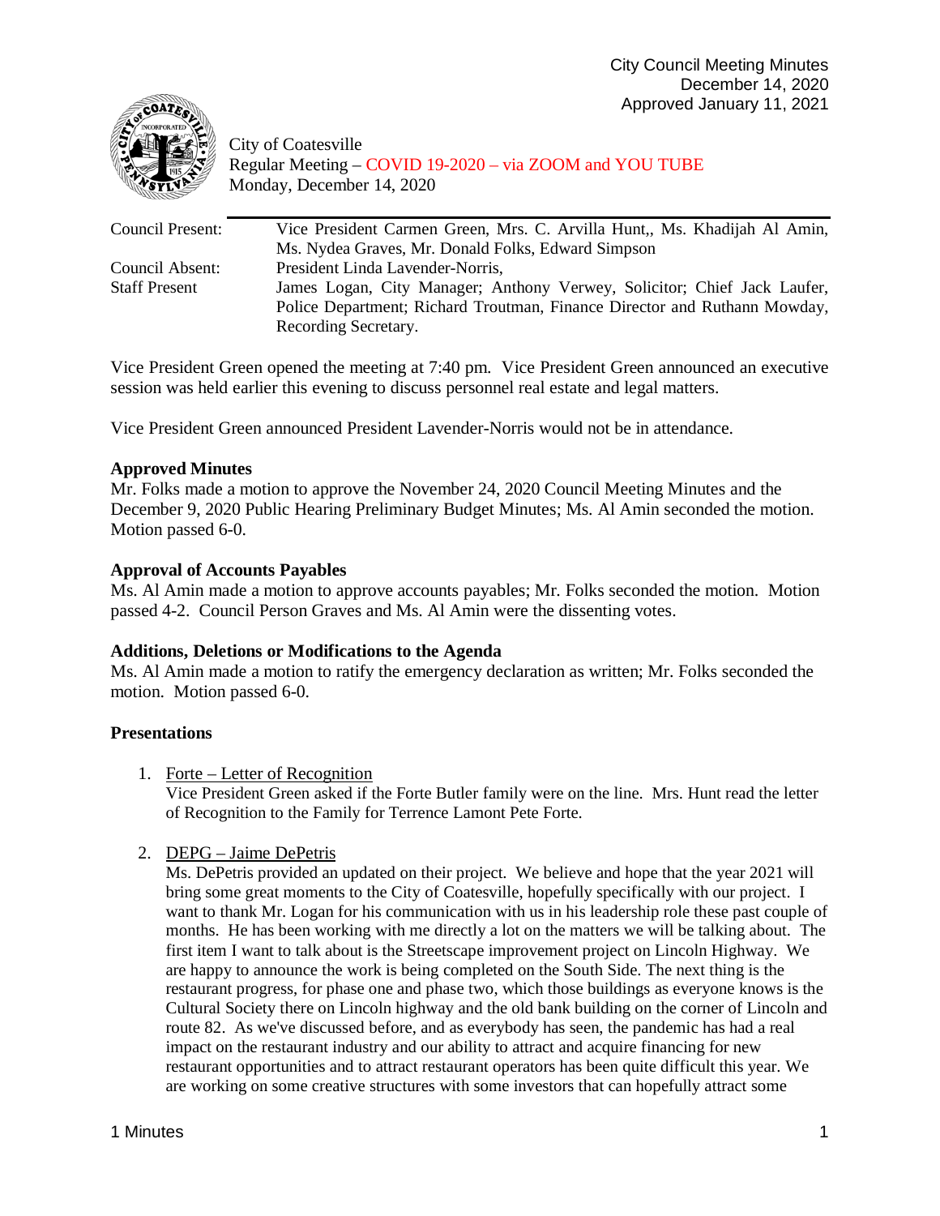City Council Meeting Minutes
December 14, 2020
Approved January 11, 2021

City of Coatesville
Regular Meeting – COVID 19-2020 – via ZOOM and YOU TUBE
Monday, December 14, 2020

| | |
|---|---|
| Council Present: | Vice President Carmen Green, Mrs. C. Arvilla Hunt,, Ms. Khadijah Al Amin, Ms. Nydea Graves, Mr. Donald Folks, Edward Simpson |
| Council Absent: | President Linda Lavender-Norris, |
| Staff Present | James Logan, City Manager; Anthony Verwey, Solicitor; Chief Jack Laufer, Police Department; Richard Troutman, Finance Director and Ruthann Mowday, Recording Secretary. |

Vice President Green opened the meeting at 7:40 pm. Vice President Green announced an executive session was held earlier this evening to discuss personnel real estate and legal matters.

Vice President Green announced President Lavender-Norris would not be in attendance.

**Approved Minutes**
Mr. Folks made a motion to approve the November 24, 2020 Council Meeting Minutes and the December 9, 2020 Public Hearing Preliminary Budget Minutes; Ms. Al Amin seconded the motion. Motion passed 6-0.

**Approval of Accounts Payables**
Ms. Al Amin made a motion to approve accounts payables; Mr. Folks seconded the motion. Motion passed 4-2. Council Person Graves and Ms. Al Amin were the dissenting votes.

**Additions, Deletions or Modifications to the Agenda**
Ms. Al Amin made a motion to ratify the emergency declaration as written; Mr. Folks seconded the motion. Motion passed 6-0.

**Presentations**

1. Forte – Letter of Recognition
   Vice President Green asked if the Forte Butler family were on the line. Mrs. Hunt read the letter of Recognition to the Family for Terrence Lamont Pete Forte.

2. DEPG – Jaime DePetris
   Ms. DePetris provided an updated on their project. We believe and hope that the year 2021 will bring some great moments to the City of Coatesville, hopefully specifically with our project. I want to thank Mr. Logan for his communication with us in his leadership role these past couple of months. He has been working with me directly a lot on the matters we will be talking about. The first item I want to talk about is the Streetscape improvement project on Lincoln Highway. We are happy to announce the work is being completed on the South Side. The next thing is the restaurant progress, for phase one and phase two, which those buildings as everyone knows is the Cultural Society there on Lincoln highway and the old bank building on the corner of Lincoln and route 82. As we've discussed before, and as everybody has seen, the pandemic has had a real impact on the restaurant industry and our ability to attract and acquire financing for new restaurant opportunities and to attract restaurant operators has been quite difficult this year. We are working on some creative structures with some investors that can hopefully attract some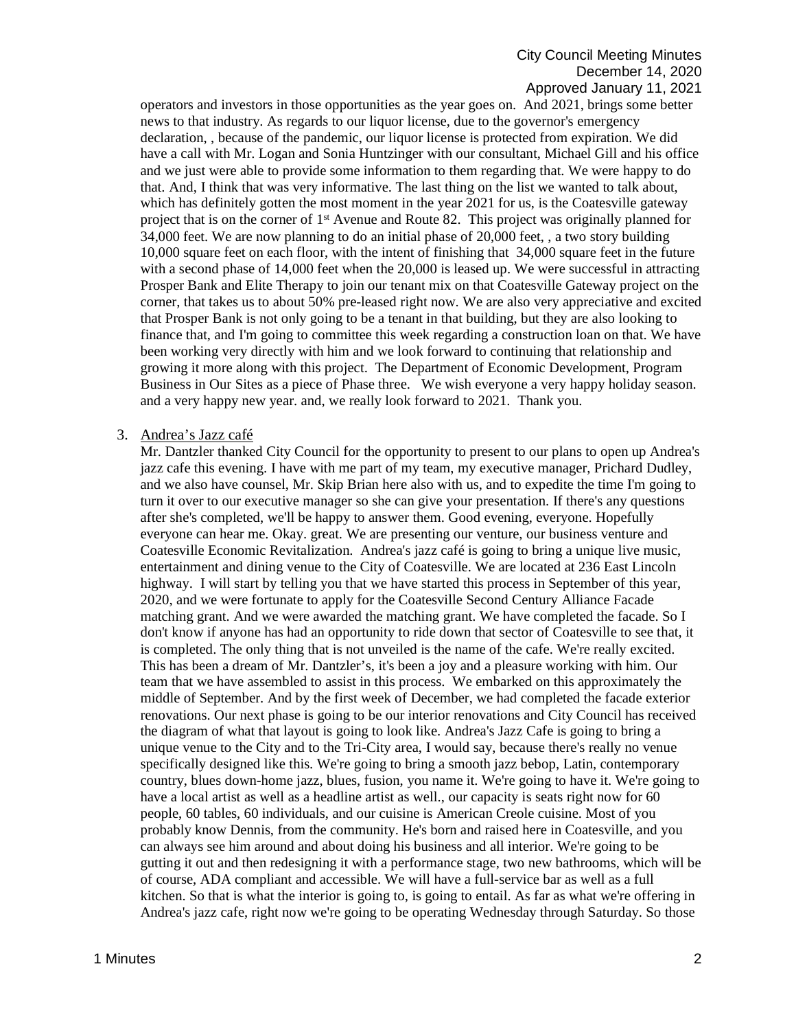operators and investors in those opportunities as the year goes on. And 2021, brings some better news to that industry. As regards to our liquor license, due to the governor's emergency declaration, , because of the pandemic, our liquor license is protected from expiration. We did have a call with Mr. Logan and Sonia Huntzinger with our consultant, Michael Gill and his office and we just were able to provide some information to them regarding that. We were happy to do that. And, I think that was very informative. The last thing on the list we wanted to talk about, which has definitely gotten the most moment in the year 2021 for us, is the Coatesville gateway project that is on the corner of 1st Avenue and Route 82. This project was originally planned for 34,000 feet. We are now planning to do an initial phase of 20,000 feet, , a two story building 10,000 square feet on each floor, with the intent of finishing that 34,000 square feet in the future with a second phase of 14,000 feet when the 20,000 is leased up. We were successful in attracting Prosper Bank and Elite Therapy to join our tenant mix on that Coatesville Gateway project on the corner, that takes us to about 50% pre-leased right now. We are also very appreciative and excited that Prosper Bank is not only going to be a tenant in that building, but they are also looking to finance that, and I'm going to committee this week regarding a construction loan on that. We have been working very directly with him and we look forward to continuing that relationship and growing it more along with this project. The Department of Economic Development, Program Business in Our Sites as a piece of Phase three. We wish everyone a very happy holiday season. and a very happy new year. and, we really look forward to 2021. Thank you.

3. Andrea's Jazz café

Mr. Dantzler thanked City Council for the opportunity to present to our plans to open up Andrea's jazz cafe this evening. I have with me part of my team, my executive manager, Prichard Dudley, and we also have counsel, Mr. Skip Brian here also with us, and to expedite the time I'm going to turn it over to our executive manager so she can give your presentation. If there's any questions after she's completed, we'll be happy to answer them. Good evening, everyone. Hopefully everyone can hear me. Okay. great. We are presenting our venture, our business venture and Coatesville Economic Revitalization. Andrea's jazz café is going to bring a unique live music, entertainment and dining venue to the City of Coatesville. We are located at 236 East Lincoln highway. I will start by telling you that we have started this process in September of this year, 2020, and we were fortunate to apply for the Coatesville Second Century Alliance Facade matching grant. And we were awarded the matching grant. We have completed the facade. So I don't know if anyone has had an opportunity to ride down that sector of Coatesville to see that, it is completed. The only thing that is not unveiled is the name of the cafe. We're really excited. This has been a dream of Mr. Dantzler's, it's been a joy and a pleasure working with him. Our team that we have assembled to assist in this process. We embarked on this approximately the middle of September. And by the first week of December, we had completed the facade exterior renovations. Our next phase is going to be our interior renovations and City Council has received the diagram of what that layout is going to look like. Andrea's Jazz Cafe is going to bring a unique venue to the City and to the Tri-City area, I would say, because there's really no venue specifically designed like this. We're going to bring a smooth jazz bebop, Latin, contemporary country, blues down-home jazz, blues, fusion, you name it. We're going to have it. We're going to have a local artist as well as a headline artist as well., our capacity is seats right now for 60 people, 60 tables, 60 individuals, and our cuisine is American Creole cuisine. Most of you probably know Dennis, from the community. He's born and raised here in Coatesville, and you can always see him around and about doing his business and all interior. We're going to be gutting it out and then redesigning it with a performance stage, two new bathrooms, which will be of course, ADA compliant and accessible. We will have a full-service bar as well as a full kitchen. So that is what the interior is going to, is going to entail. As far as what we're offering in Andrea's jazz cafe, right now we're going to be operating Wednesday through Saturday. So those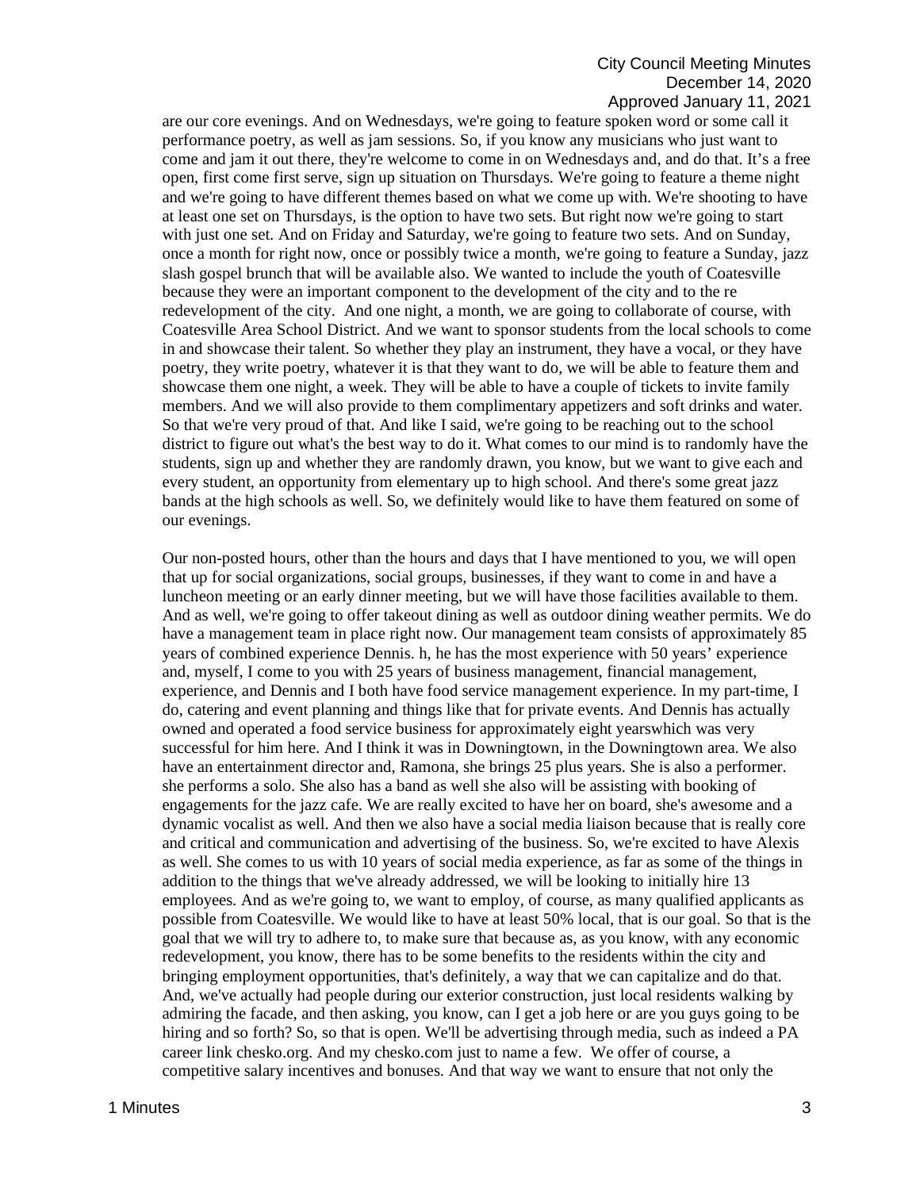are our core evenings. And on Wednesdays, we're going to feature spoken word or some call it performance poetry, as well as jam sessions. So, if you know any musicians who just want to come and jam it out there, they're welcome to come in on Wednesdays and, and do that. It's a free open, first come first serve, sign up situation on Thursdays. We're going to feature a theme night and we're going to have different themes based on what we come up with. We're shooting to have at least one set on Thursdays, is the option to have two sets. But right now we're going to start with just one set. And on Friday and Saturday, we're going to feature two sets. And on Sunday, once a month for right now, once or possibly twice a month, we're going to feature a Sunday, jazz slash gospel brunch that will be available also. We wanted to include the youth of Coatesville because they were an important component to the development of the city and to the re redevelopment of the city. And one night, a month, we are going to collaborate of course, with Coatesville Area School District. And we want to sponsor students from the local schools to come in and showcase their talent. So whether they play an instrument, they have a vocal, or they have poetry, they write poetry, whatever it is that they want to do, we will be able to feature them and showcase them one night, a week. They will be able to have a couple of tickets to invite family members. And we will also provide to them complimentary appetizers and soft drinks and water. So that we're very proud of that. And like I said, we're going to be reaching out to the school district to figure out what's the best way to do it. What comes to our mind is to randomly have the students, sign up and whether they are randomly drawn, you know, but we want to give each and every student, an opportunity from elementary up to high school. And there's some great jazz bands at the high schools as well. So, we definitely would like to have them featured on some of our evenings.

Our non-posted hours, other than the hours and days that I have mentioned to you, we will open that up for social organizations, social groups, businesses, if they want to come in and have a luncheon meeting or an early dinner meeting, but we will have those facilities available to them. And as well, we're going to offer takeout dining as well as outdoor dining weather permits. We do have a management team in place right now. Our management team consists of approximately 85 years of combined experience Dennis. h, he has the most experience with 50 years' experience and, myself, I come to you with 25 years of business management, financial management, experience, and Dennis and I both have food service management experience. In my part-time, I do, catering and event planning and things like that for private events. And Dennis has actually owned and operated a food service business for approximately eight yearswhich was very successful for him here. And I think it was in Downingtown, in the Downingtown area. We also have an entertainment director and, Ramona, she brings 25 plus years. She is also a performer. she performs a solo. She also has a band as well she also will be assisting with booking of engagements for the jazz cafe. We are really excited to have her on board, she's awesome and a dynamic vocalist as well. And then we also have a social media liaison because that is really core and critical and communication and advertising of the business. So, we're excited to have Alexis as well. She comes to us with 10 years of social media experience, as far as some of the things in addition to the things that we've already addressed, we will be looking to initially hire 13 employees. And as we're going to, we want to employ, of course, as many qualified applicants as possible from Coatesville. We would like to have at least 50% local, that is our goal. So that is the goal that we will try to adhere to, to make sure that because as, as you know, with any economic redevelopment, you know, there has to be some benefits to the residents within the city and bringing employment opportunities, that's definitely, a way that we can capitalize and do that. And, we've actually had people during our exterior construction, just local residents walking by admiring the facade, and then asking, you know, can I get a job here or are you guys going to be hiring and so forth? So, so that is open. We'll be advertising through media, such as indeed a PA career link chesko.org. And my chesko.com just to name a few. We offer of course, a competitive salary incentives and bonuses. And that way we want to ensure that not only the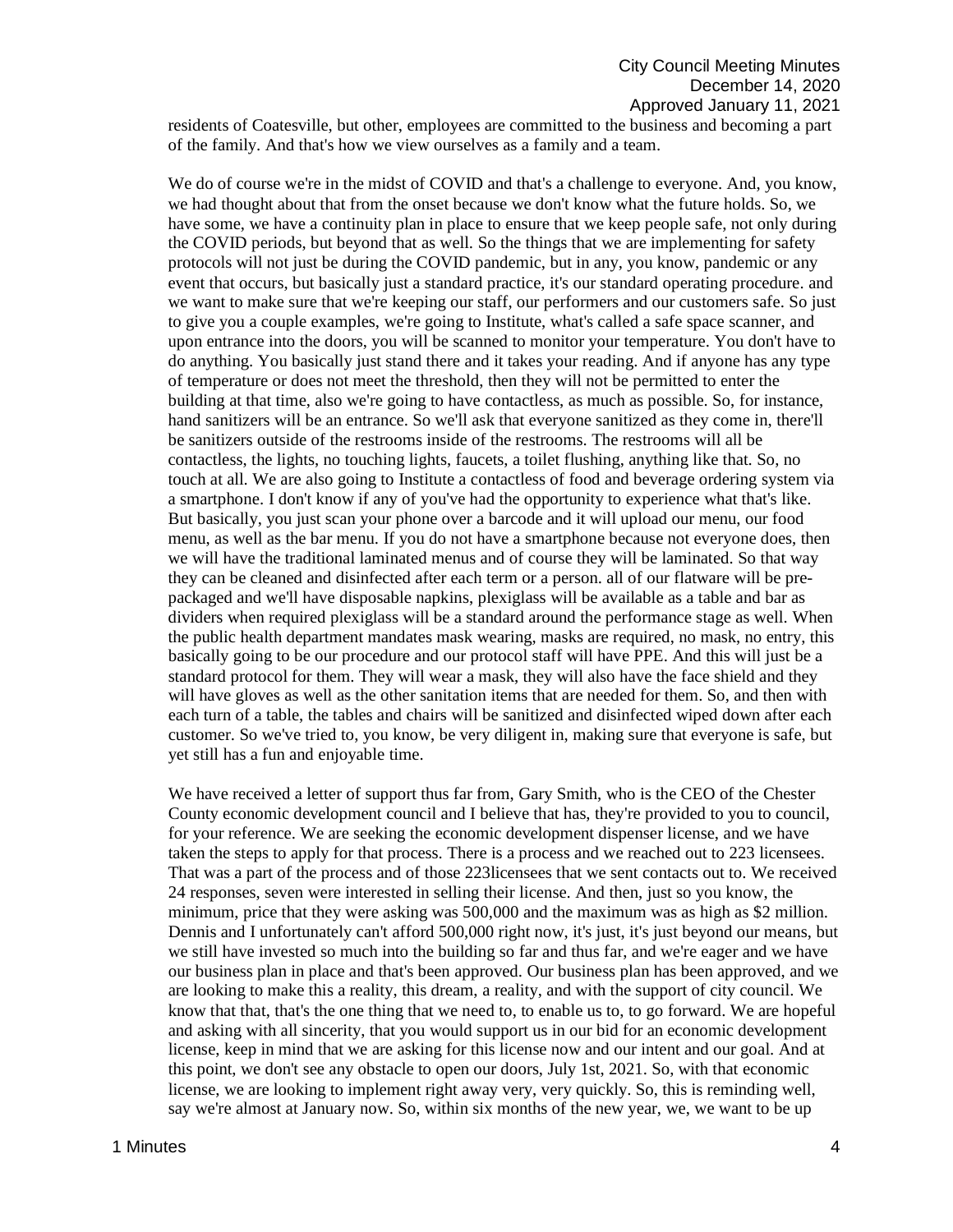residents of Coatesville, but other, employees are committed to the business and becoming a part of the family. And that's how we view ourselves as a family and a team.

We do of course we're in the midst of COVID and that's a challenge to everyone. And, you know, we had thought about that from the onset because we don't know what the future holds. So, we have some, we have a continuity plan in place to ensure that we keep people safe, not only during the COVID periods, but beyond that as well. So the things that we are implementing for safety protocols will not just be during the COVID pandemic, but in any, you know, pandemic or any event that occurs, but basically just a standard practice, it's our standard operating procedure. and we want to make sure that we're keeping our staff, our performers and our customers safe. So just to give you a couple examples, we're going to Institute, what's called a safe space scanner, and upon entrance into the doors, you will be scanned to monitor your temperature. You don't have to do anything. You basically just stand there and it takes your reading. And if anyone has any type of temperature or does not meet the threshold, then they will not be permitted to enter the building at that time, also we're going to have contactless, as much as possible. So, for instance, hand sanitizers will be an entrance. So we'll ask that everyone sanitized as they come in, there'll be sanitizers outside of the restrooms inside of the restrooms. The restrooms will all be contactless, the lights, no touching lights, faucets, a toilet flushing, anything like that. So, no touch at all. We are also going to Institute a contactless of food and beverage ordering system via a smartphone. I don't know if any of you've had the opportunity to experience what that's like. But basically, you just scan your phone over a barcode and it will upload our menu, our food menu, as well as the bar menu. If you do not have a smartphone because not everyone does, then we will have the traditional laminated menus and of course they will be laminated. So that way they can be cleaned and disinfected after each term or a person. all of our flatware will be pre-packaged and we'll have disposable napkins, plexiglass will be available as a table and bar as dividers when required plexiglass will be a standard around the performance stage as well. When the public health department mandates mask wearing, masks are required, no mask, no entry, this basically going to be our procedure and our protocol staff will have PPE. And this will just be a standard protocol for them. They will wear a mask, they will also have the face shield and they will have gloves as well as the other sanitation items that are needed for them. So, and then with each turn of a table, the tables and chairs will be sanitized and disinfected wiped down after each customer. So we've tried to, you know, be very diligent in, making sure that everyone is safe, but yet still has a fun and enjoyable time.

We have received a letter of support thus far from, Gary Smith, who is the CEO of the Chester County economic development council and I believe that has, they're provided to you to council, for your reference. We are seeking the economic development dispenser license, and we have taken the steps to apply for that process. There is a process and we reached out to 223 licensees. That was a part of the process and of those 223licensees that we sent contacts out to. We received 24 responses, seven were interested in selling their license. And then, just so you know, the minimum, price that they were asking was 500,000 and the maximum was as high as $2 million. Dennis and I unfortunately can't afford 500,000 right now, it's just, it's just beyond our means, but we still have invested so much into the building so far and thus far, and we're eager and we have our business plan in place and that's been approved. Our business plan has been approved, and we are looking to make this a reality, this dream, a reality, and with the support of city council. We know that that, that's the one thing that we need to, to enable us to, to go forward. We are hopeful and asking with all sincerity, that you would support us in our bid for an economic development license, keep in mind that we are asking for this license now and our intent and our goal. And at this point, we don't see any obstacle to open our doors, July 1st, 2021. So, with that economic license, we are looking to implement right away very, very quickly. So, this is reminding well, say we're almost at January now. So, within six months of the new year, we, we want to be up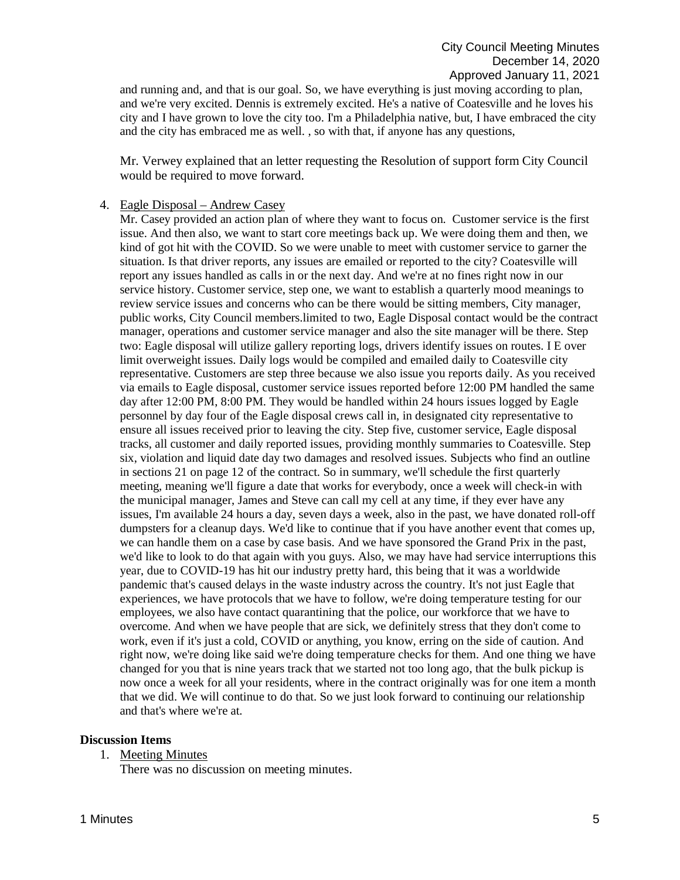and running and, and that is our goal. So, we have everything is just moving according to plan, and we're very excited. Dennis is extremely excited. He's a native of Coatesville and he loves his city and I have grown to love the city too. I'm a Philadelphia native, but, I have embraced the city and the city has embraced me as well. , so with that, if anyone has any questions,

Mr. Verwey explained that an letter requesting the Resolution of support form City Council would be required to move forward.

4. Eagle Disposal – Andrew Casey

   Mr. Casey provided an action plan of where they want to focus on. Customer service is the first issue. And then also, we want to start core meetings back up. We were doing them and then, we kind of got hit with the COVID. So we were unable to meet with customer service to garner the situation. Is that driver reports, any issues are emailed or reported to the city? Coatesville will report any issues handled as calls in or the next day. And we're at no fines right now in our service history. Customer service, step one, we want to establish a quarterly mood meanings to review service issues and concerns who can be there would be sitting members, City manager, public works, City Council members.limited to two, Eagle Disposal contact would be the contract manager, operations and customer service manager and also the site manager will be there. Step two: Eagle disposal will utilize gallery reporting logs, drivers identify issues on routes. I E over limit overweight issues. Daily logs would be compiled and emailed daily to Coatesville city representative. Customers are step three because we also issue you reports daily. As you received via emails to Eagle disposal, customer service issues reported before 12:00 PM handled the same day after 12:00 PM, 8:00 PM. They would be handled within 24 hours issues logged by Eagle personnel by day four of the Eagle disposal crews call in, in designated city representative to ensure all issues received prior to leaving the city. Step five, customer service, Eagle disposal tracks, all customer and daily reported issues, providing monthly summaries to Coatesville. Step six, violation and liquid date day two damages and resolved issues. Subjects who find an outline in sections 21 on page 12 of the contract. So in summary, we'll schedule the first quarterly meeting, meaning we'll figure a date that works for everybody, once a week will check-in with the municipal manager, James and Steve can call my cell at any time, if they ever have any issues, I'm available 24 hours a day, seven days a week, also in the past, we have donated roll-off dumpsters for a cleanup days. We'd like to continue that if you have another event that comes up, we can handle them on a case by case basis. And we have sponsored the Grand Prix in the past, we'd like to look to do that again with you guys. Also, we may have had service interruptions this year, due to COVID-19 has hit our industry pretty hard, this being that it was a worldwide pandemic that's caused delays in the waste industry across the country. It's not just Eagle that experiences, we have protocols that we have to follow, we're doing temperature testing for our employees, we also have contact quarantining that the police, our workforce that we have to overcome. And when we have people that are sick, we definitely stress that they don't come to work, even if it's just a cold, COVID or anything, you know, erring on the side of caution. And right now, we're doing like said we're doing temperature checks for them. And one thing we have changed for you that is nine years track that we started not too long ago, that the bulk pickup is now once a week for all your residents, where in the contract originally was for one item a month that we did. We will continue to do that. So we just look forward to continuing our relationship and that's where we're at.

**Discussion Items**

1. Meeting Minutes

   There was no discussion on meeting minutes.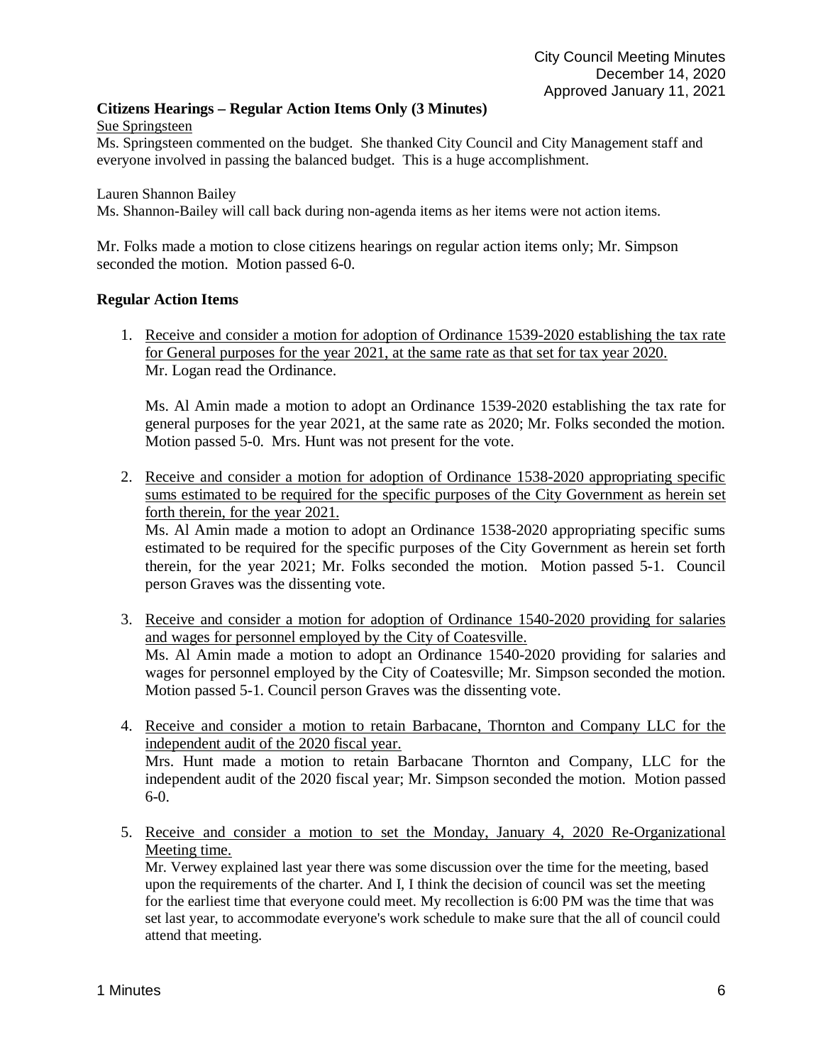**Citizens Hearings – Regular Action Items Only (3 Minutes)**

Sue Springsteen

Ms. Springsteen commented on the budget. She thanked City Council and City Management staff and everyone involved in passing the balanced budget. This is a huge accomplishment.

Lauren Shannon Bailey

Ms. Shannon-Bailey will call back during non-agenda items as her items were not action items.

Mr. Folks made a motion to close citizens hearings on regular action items only; Mr. Simpson seconded the motion. Motion passed 6-0.

**Regular Action Items**

1. Receive and consider a motion for adoption of Ordinance 1539-2020 establishing the tax rate for General purposes for the year 2021, at the same rate as that set for tax year 2020.
   Mr. Logan read the Ordinance.

   Ms. Al Amin made a motion to adopt an Ordinance 1539-2020 establishing the tax rate for general purposes for the year 2021, at the same rate as 2020; Mr. Folks seconded the motion. Motion passed 5-0. Mrs. Hunt was not present for the vote.

2. Receive and consider a motion for adoption of Ordinance 1538-2020 appropriating specific sums estimated to be required for the specific purposes of the City Government as herein set forth therein, for the year 2021.
   Ms. Al Amin made a motion to adopt an Ordinance 1538-2020 appropriating specific sums estimated to be required for the specific purposes of the City Government as herein set forth therein, for the year 2021; Mr. Folks seconded the motion. Motion passed 5-1. Council person Graves was the dissenting vote.

3. Receive and consider a motion for adoption of Ordinance 1540-2020 providing for salaries and wages for personnel employed by the City of Coatesville.
   Ms. Al Amin made a motion to adopt an Ordinance 1540-2020 providing for salaries and wages for personnel employed by the City of Coatesville; Mr. Simpson seconded the motion. Motion passed 5-1. Council person Graves was the dissenting vote.

4. Receive and consider a motion to retain Barbacane, Thornton and Company LLC for the independent audit of the 2020 fiscal year.
   Mrs. Hunt made a motion to retain Barbacane Thornton and Company, LLC for the independent audit of the 2020 fiscal year; Mr. Simpson seconded the motion. Motion passed 6-0.

5. Receive and consider a motion to set the Monday, January 4, 2020 Re-Organizational Meeting time.
   Mr. Verwey explained last year there was some discussion over the time for the meeting, based upon the requirements of the charter. And I, I think the decision of council was set the meeting for the earliest time that everyone could meet. My recollection is 6:00 PM was the time that was set last year, to accommodate everyone's work schedule to make sure that the all of council could attend that meeting.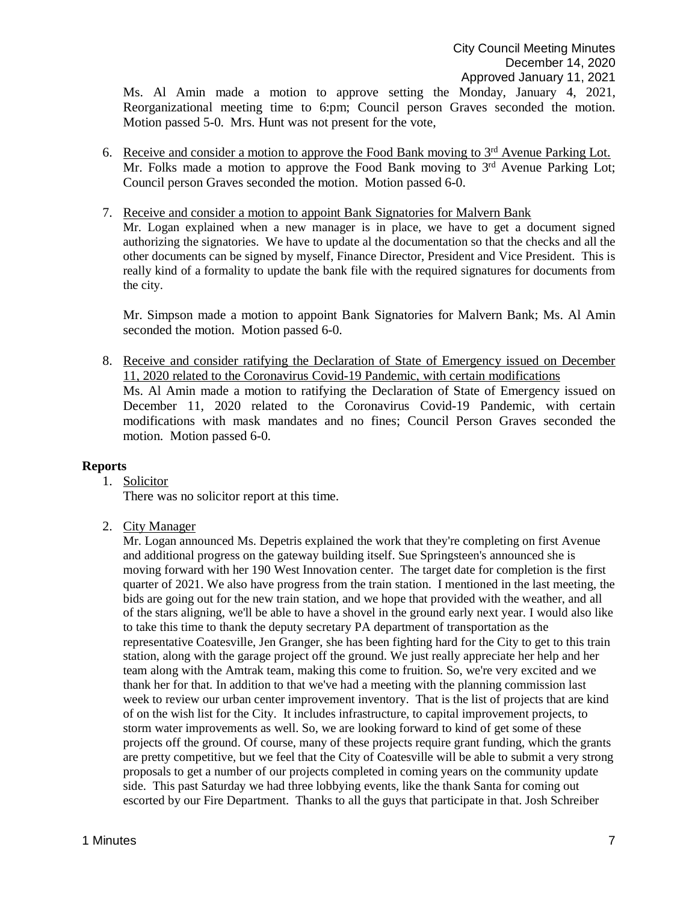Ms. Al Amin made a motion to approve setting the Monday, January 4, 2021, Reorganizational meeting time to 6:pm; Council person Graves seconded the motion. Motion passed 5-0. Mrs. Hunt was not present for the vote,

6. Receive and consider a motion to approve the Food Bank moving to 3rd Avenue Parking Lot.
   Mr. Folks made a motion to approve the Food Bank moving to 3rd Avenue Parking Lot; Council person Graves seconded the motion. Motion passed 6-0.

7. Receive and consider a motion to appoint Bank Signatories for Malvern Bank
   Mr. Logan explained when a new manager is in place, we have to get a document signed authorizing the signatories. We have to update al the documentation so that the checks and all the other documents can be signed by myself, Finance Director, President and Vice President. This is really kind of a formality to update the bank file with the required signatures for documents from the city.

   Mr. Simpson made a motion to appoint Bank Signatories for Malvern Bank; Ms. Al Amin seconded the motion. Motion passed 6-0.

8. Receive and consider ratifying the Declaration of State of Emergency issued on December 11, 2020 related to the Coronavirus Covid-19 Pandemic, with certain modifications
   Ms. Al Amin made a motion to ratifying the Declaration of State of Emergency issued on December 11, 2020 related to the Coronavirus Covid-19 Pandemic, with certain modifications with mask mandates and no fines; Council Person Graves seconded the motion. Motion passed 6-0.

**Reports**

1. Solicitor
   There was no solicitor report at this time.

2. City Manager
   Mr. Logan announced Ms. Depetris explained the work that they're completing on first Avenue and additional progress on the gateway building itself. Sue Springsteen's announced she is moving forward with her 190 West Innovation center. The target date for completion is the first quarter of 2021. We also have progress from the train station. I mentioned in the last meeting, the bids are going out for the new train station, and we hope that provided with the weather, and all of the stars aligning, we'll be able to have a shovel in the ground early next year. I would also like to take this time to thank the deputy secretary PA department of transportation as the representative Coatesville, Jen Granger, she has been fighting hard for the City to get to this train station, along with the garage project off the ground. We just really appreciate her help and her team along with the Amtrak team, making this come to fruition. So, we're very excited and we thank her for that. In addition to that we've had a meeting with the planning commission last week to review our urban center improvement inventory. That is the list of projects that are kind of on the wish list for the City. It includes infrastructure, to capital improvement projects, to storm water improvements as well. So, we are looking forward to kind of get some of these projects off the ground. Of course, many of these projects require grant funding, which the grants are pretty competitive, but we feel that the City of Coatesville will be able to submit a very strong proposals to get a number of our projects completed in coming years on the community update side. This past Saturday we had three lobbying events, like the thank Santa for coming out escorted by our Fire Department. Thanks to all the guys that participate in that. Josh Schreiber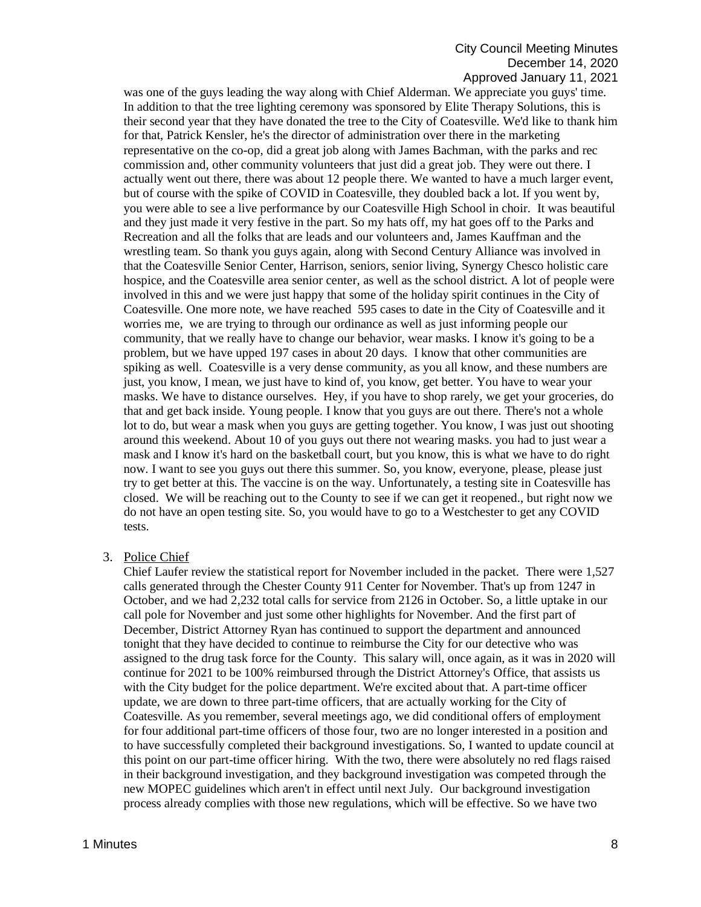was one of the guys leading the way along with Chief Alderman. We appreciate you guys' time. In addition to that the tree lighting ceremony was sponsored by Elite Therapy Solutions, this is their second year that they have donated the tree to the City of Coatesville. We'd like to thank him for that, Patrick Kensler, he's the director of administration over there in the marketing representative on the co-op, did a great job along with James Bachman, with the parks and rec commission and, other community volunteers that just did a great job. They were out there. I actually went out there, there was about 12 people there. We wanted to have a much larger event, but of course with the spike of COVID in Coatesville, they doubled back a lot. If you went by, you were able to see a live performance by our Coatesville High School in choir. It was beautiful and they just made it very festive in the part. So my hats off, my hat goes off to the Parks and Recreation and all the folks that are leads and our volunteers and, James Kauffman and the wrestling team. So thank you guys again, along with Second Century Alliance was involved in that the Coatesville Senior Center, Harrison, seniors, senior living, Synergy Chesco holistic care hospice, and the Coatesville area senior center, as well as the school district. A lot of people were involved in this and we were just happy that some of the holiday spirit continues in the City of Coatesville. One more note, we have reached 595 cases to date in the City of Coatesville and it worries me, we are trying to through our ordinance as well as just informing people our community, that we really have to change our behavior, wear masks. I know it's going to be a problem, but we have upped 197 cases in about 20 days. I know that other communities are spiking as well. Coatesville is a very dense community, as you all know, and these numbers are just, you know, I mean, we just have to kind of, you know, get better. You have to wear your masks. We have to distance ourselves. Hey, if you have to shop rarely, we get your groceries, do that and get back inside. Young people. I know that you guys are out there. There's not a whole lot to do, but wear a mask when you guys are getting together. You know, I was just out shooting around this weekend. About 10 of you guys out there not wearing masks. you had to just wear a mask and I know it's hard on the basketball court, but you know, this is what we have to do right now. I want to see you guys out there this summer. So, you know, everyone, please, please just try to get better at this. The vaccine is on the way. Unfortunately, a testing site in Coatesville has closed. We will be reaching out to the County to see if we can get it reopened., but right now we do not have an open testing site. So, you would have to go to a Westchester to get any COVID tests.

3. Police Chief

   Chief Laufer review the statistical report for November included in the packet. There were 1,527 calls generated through the Chester County 911 Center for November. That's up from 1247 in October, and we had 2,232 total calls for service from 2126 in October. So, a little uptake in our call pole for November and just some other highlights for November. And the first part of December, District Attorney Ryan has continued to support the department and announced tonight that they have decided to continue to reimburse the City for our detective who was assigned to the drug task force for the County. This salary will, once again, as it was in 2020 will continue for 2021 to be 100% reimbursed through the District Attorney's Office, that assists us with the City budget for the police department. We're excited about that. A part-time officer update, we are down to three part-time officers, that are actually working for the City of Coatesville. As you remember, several meetings ago, we did conditional offers of employment for four additional part-time officers of those four, two are no longer interested in a position and to have successfully completed their background investigations. So, I wanted to update council at this point on our part-time officer hiring. With the two, there were absolutely no red flags raised in their background investigation, and they background investigation was competed through the new MOPEC guidelines which aren't in effect until next July. Our background investigation process already complies with those new regulations, which will be effective. So we have two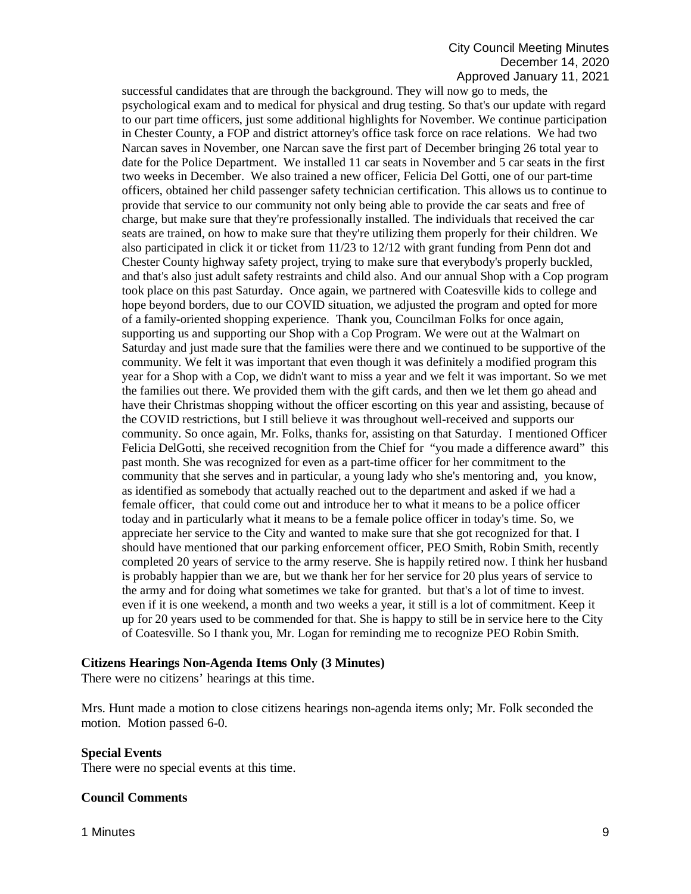successful candidates that are through the background. They will now go to meds, the psychological exam and to medical for physical and drug testing. So that's our update with regard to our part time officers, just some additional highlights for November. We continue participation in Chester County, a FOP and district attorney's office task force on race relations. We had two Narcan saves in November, one Narcan save the first part of December bringing 26 total year to date for the Police Department. We installed 11 car seats in November and 5 car seats in the first two weeks in December. We also trained a new officer, Felicia Del Gotti, one of our part-time officers, obtained her child passenger safety technician certification. This allows us to continue to provide that service to our community not only being able to provide the car seats and free of charge, but make sure that they're professionally installed. The individuals that received the car seats are trained, on how to make sure that they're utilizing them properly for their children. We also participated in click it or ticket from 11/23 to 12/12 with grant funding from Penn dot and Chester County highway safety project, trying to make sure that everybody's properly buckled, and that's also just adult safety restraints and child also. And our annual Shop with a Cop program took place on this past Saturday. Once again, we partnered with Coatesville kids to college and hope beyond borders, due to our COVID situation, we adjusted the program and opted for more of a family-oriented shopping experience. Thank you, Councilman Folks for once again, supporting us and supporting our Shop with a Cop Program. We were out at the Walmart on Saturday and just made sure that the families were there and we continued to be supportive of the community. We felt it was important that even though it was definitely a modified program this year for a Shop with a Cop, we didn't want to miss a year and we felt it was important. So we met the families out there. We provided them with the gift cards, and then we let them go ahead and have their Christmas shopping without the officer escorting on this year and assisting, because of the COVID restrictions, but I still believe it was throughout well-received and supports our community. So once again, Mr. Folks, thanks for, assisting on that Saturday. I mentioned Officer Felicia DelGotti, she received recognition from the Chief for "you made a difference award" this past month. She was recognized for even as a part-time officer for her commitment to the community that she serves and in particular, a young lady who she's mentoring and, you know, as identified as somebody that actually reached out to the department and asked if we had a female officer, that could come out and introduce her to what it means to be a police officer today and in particularly what it means to be a female police officer in today's time. So, we appreciate her service to the City and wanted to make sure that she got recognized for that. I should have mentioned that our parking enforcement officer, PEO Smith, Robin Smith, recently completed 20 years of service to the army reserve. She is happily retired now. I think her husband is probably happier than we are, but we thank her for her service for 20 plus years of service to the army and for doing what sometimes we take for granted. but that's a lot of time to invest. even if it is one weekend, a month and two weeks a year, it still is a lot of commitment. Keep it up for 20 years used to be commended for that. She is happy to still be in service here to the City of Coatesville. So I thank you, Mr. Logan for reminding me to recognize PEO Robin Smith.

**Citizens Hearings Non-Agenda Items Only (3 Minutes)**

There were no citizens' hearings at this time.

Mrs. Hunt made a motion to close citizens hearings non-agenda items only; Mr. Folk seconded the motion. Motion passed 6-0.

**Special Events**

There were no special events at this time.

**Council Comments**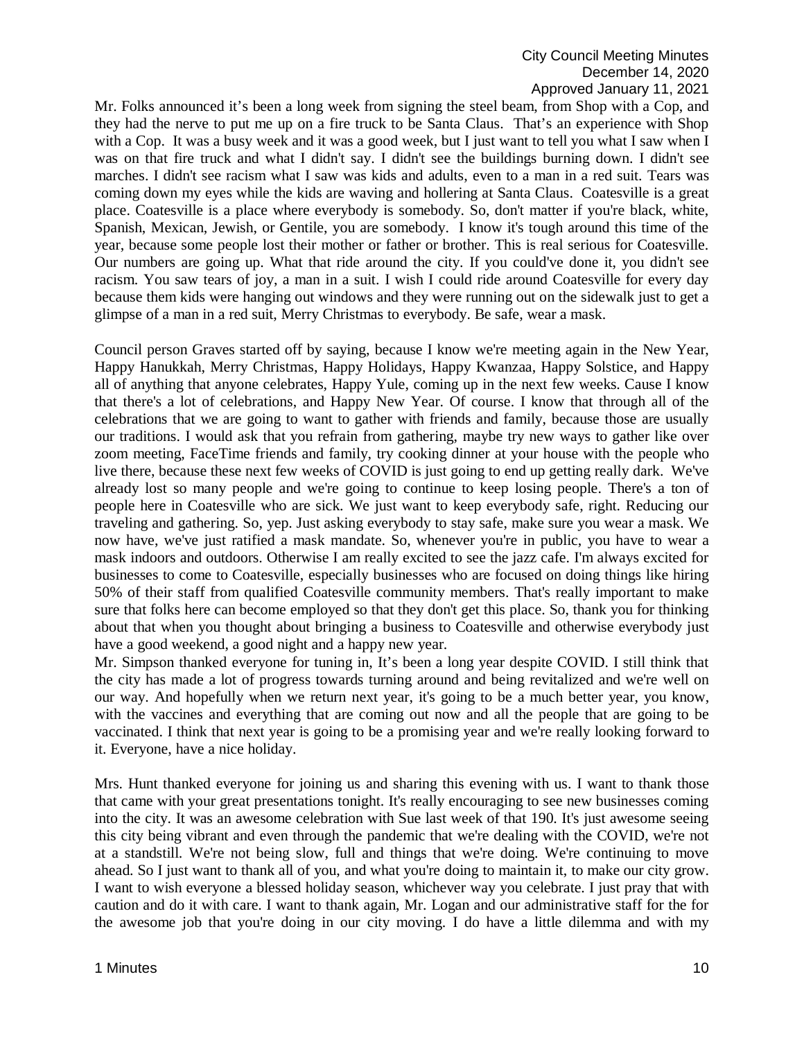Mr. Folks announced it's been a long week from signing the steel beam, from Shop with a Cop, and they had the nerve to put me up on a fire truck to be Santa Claus. That's an experience with Shop with a Cop. It was a busy week and it was a good week, but I just want to tell you what I saw when I was on that fire truck and what I didn't say. I didn't see the buildings burning down. I didn't see marches. I didn't see racism what I saw was kids and adults, even to a man in a red suit. Tears was coming down my eyes while the kids are waving and hollering at Santa Claus. Coatesville is a great place. Coatesville is a place where everybody is somebody. So, don't matter if you're black, white, Spanish, Mexican, Jewish, or Gentile, you are somebody. I know it's tough around this time of the year, because some people lost their mother or father or brother. This is real serious for Coatesville. Our numbers are going up. What that ride around the city. If you could've done it, you didn't see racism. You saw tears of joy, a man in a suit. I wish I could ride around Coatesville for every day because them kids were hanging out windows and they were running out on the sidewalk just to get a glimpse of a man in a red suit, Merry Christmas to everybody. Be safe, wear a mask.

Council person Graves started off by saying, because I know we're meeting again in the New Year, Happy Hanukkah, Merry Christmas, Happy Holidays, Happy Kwanzaa, Happy Solstice, and Happy all of anything that anyone celebrates, Happy Yule, coming up in the next few weeks. Cause I know that there's a lot of celebrations, and Happy New Year. Of course. I know that through all of the celebrations that we are going to want to gather with friends and family, because those are usually our traditions. I would ask that you refrain from gathering, maybe try new ways to gather like over zoom meeting, FaceTime friends and family, try cooking dinner at your house with the people who live there, because these next few weeks of COVID is just going to end up getting really dark. We've already lost so many people and we're going to continue to keep losing people. There's a ton of people here in Coatesville who are sick. We just want to keep everybody safe, right. Reducing our traveling and gathering. So, yep. Just asking everybody to stay safe, make sure you wear a mask. We now have, we've just ratified a mask mandate. So, whenever you're in public, you have to wear a mask indoors and outdoors. Otherwise I am really excited to see the jazz cafe. I'm always excited for businesses to come to Coatesville, especially businesses who are focused on doing things like hiring 50% of their staff from qualified Coatesville community members. That's really important to make sure that folks here can become employed so that they don't get this place. So, thank you for thinking about that when you thought about bringing a business to Coatesville and otherwise everybody just have a good weekend, a good night and a happy new year.

Mr. Simpson thanked everyone for tuning in, It's been a long year despite COVID. I still think that the city has made a lot of progress towards turning around and being revitalized and we're well on our way. And hopefully when we return next year, it's going to be a much better year, you know, with the vaccines and everything that are coming out now and all the people that are going to be vaccinated. I think that next year is going to be a promising year and we're really looking forward to it. Everyone, have a nice holiday.

Mrs. Hunt thanked everyone for joining us and sharing this evening with us. I want to thank those that came with your great presentations tonight. It's really encouraging to see new businesses coming into the city. It was an awesome celebration with Sue last week of that 190. It's just awesome seeing this city being vibrant and even through the pandemic that we're dealing with the COVID, we're not at a standstill. We're not being slow, full and things that we're doing. We're continuing to move ahead. So I just want to thank all of you, and what you're doing to maintain it, to make our city grow. I want to wish everyone a blessed holiday season, whichever way you celebrate. I just pray that with caution and do it with care. I want to thank again, Mr. Logan and our administrative staff for the for the awesome job that you're doing in our city moving. I do have a little dilemma and with my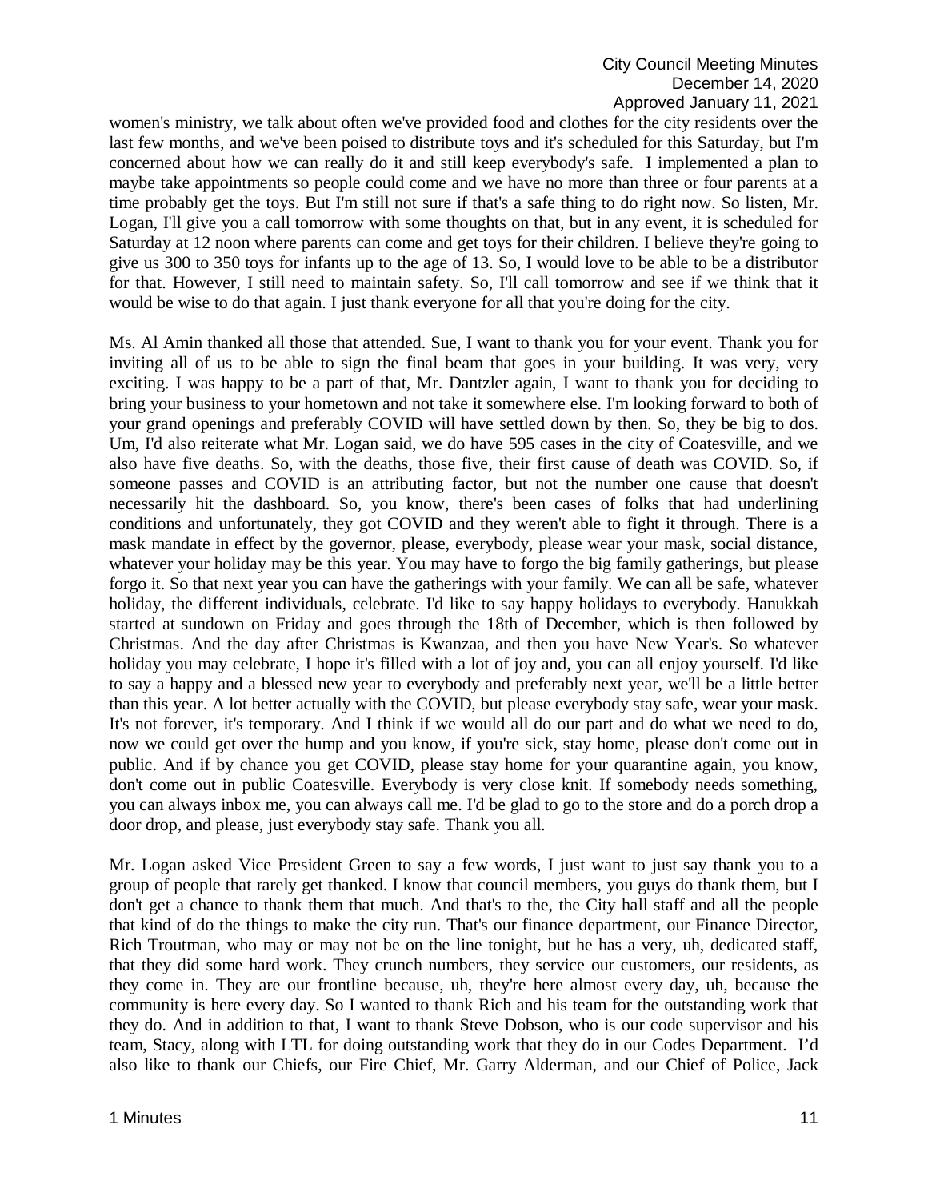women's ministry, we talk about often we've provided food and clothes for the city residents over the last few months, and we've been poised to distribute toys and it's scheduled for this Saturday, but I'm concerned about how we can really do it and still keep everybody's safe. I implemented a plan to maybe take appointments so people could come and we have no more than three or four parents at a time probably get the toys. But I'm still not sure if that's a safe thing to do right now. So listen, Mr. Logan, I'll give you a call tomorrow with some thoughts on that, but in any event, it is scheduled for Saturday at 12 noon where parents can come and get toys for their children. I believe they're going to give us 300 to 350 toys for infants up to the age of 13. So, I would love to be able to be a distributor for that. However, I still need to maintain safety. So, I'll call tomorrow and see if we think that it would be wise to do that again. I just thank everyone for all that you're doing for the city.

Ms. Al Amin thanked all those that attended. Sue, I want to thank you for your event. Thank you for inviting all of us to be able to sign the final beam that goes in your building. It was very, very exciting. I was happy to be a part of that, Mr. Dantzler again, I want to thank you for deciding to bring your business to your hometown and not take it somewhere else. I'm looking forward to both of your grand openings and preferably COVID will have settled down by then. So, they be big to dos. Um, I'd also reiterate what Mr. Logan said, we do have 595 cases in the city of Coatesville, and we also have five deaths. So, with the deaths, those five, their first cause of death was COVID. So, if someone passes and COVID is an attributing factor, but not the number one cause that doesn't necessarily hit the dashboard. So, you know, there's been cases of folks that had underlining conditions and unfortunately, they got COVID and they weren't able to fight it through. There is a mask mandate in effect by the governor, please, everybody, please wear your mask, social distance, whatever your holiday may be this year. You may have to forgo the big family gatherings, but please forgo it. So that next year you can have the gatherings with your family. We can all be safe, whatever holiday, the different individuals, celebrate. I'd like to say happy holidays to everybody. Hanukkah started at sundown on Friday and goes through the 18th of December, which is then followed by Christmas. And the day after Christmas is Kwanzaa, and then you have New Year's. So whatever holiday you may celebrate, I hope it's filled with a lot of joy and, you can all enjoy yourself. I'd like to say a happy and a blessed new year to everybody and preferably next year, we'll be a little better than this year. A lot better actually with the COVID, but please everybody stay safe, wear your mask. It's not forever, it's temporary. And I think if we would all do our part and do what we need to do, now we could get over the hump and you know, if you're sick, stay home, please don't come out in public. And if by chance you get COVID, please stay home for your quarantine again, you know, don't come out in public Coatesville. Everybody is very close knit. If somebody needs something, you can always inbox me, you can always call me. I'd be glad to go to the store and do a porch drop a door drop, and please, just everybody stay safe. Thank you all.

Mr. Logan asked Vice President Green to say a few words, I just want to just say thank you to a group of people that rarely get thanked. I know that council members, you guys do thank them, but I don't get a chance to thank them that much. And that's to the, the City hall staff and all the people that kind of do the things to make the city run. That's our finance department, our Finance Director, Rich Troutman, who may or may not be on the line tonight, but he has a very, uh, dedicated staff, that they did some hard work. They crunch numbers, they service our customers, our residents, as they come in. They are our frontline because, uh, they're here almost every day, uh, because the community is here every day. So I wanted to thank Rich and his team for the outstanding work that they do. And in addition to that, I want to thank Steve Dobson, who is our code supervisor and his team, Stacy, along with LTL for doing outstanding work that they do in our Codes Department. I'd also like to thank our Chiefs, our Fire Chief, Mr. Garry Alderman, and our Chief of Police, Jack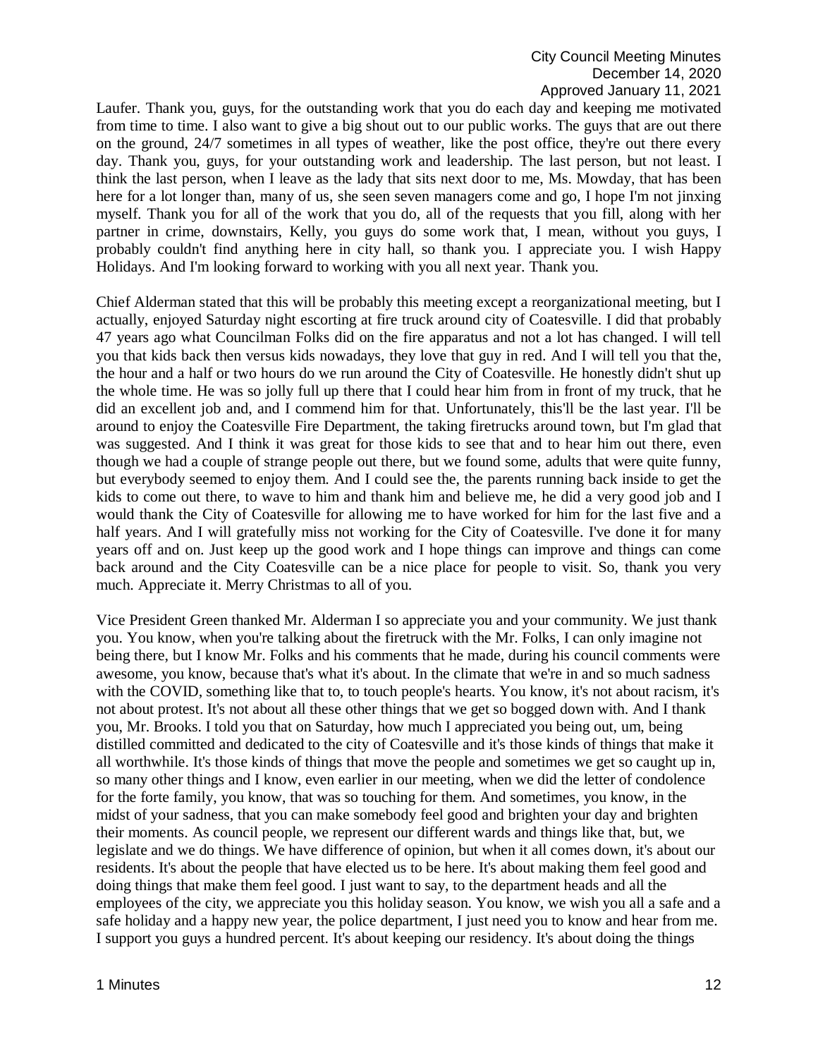Laufer. Thank you, guys, for the outstanding work that you do each day and keeping me motivated from time to time. I also want to give a big shout out to our public works. The guys that are out there on the ground, 24/7 sometimes in all types of weather, like the post office, they're out there every day. Thank you, guys, for your outstanding work and leadership. The last person, but not least. I think the last person, when I leave as the lady that sits next door to me, Ms. Mowday, that has been here for a lot longer than, many of us, she seen seven managers come and go, I hope I'm not jinxing myself. Thank you for all of the work that you do, all of the requests that you fill, along with her partner in crime, downstairs, Kelly, you guys do some work that, I mean, without you guys, I probably couldn't find anything here in city hall, so thank you. I appreciate you. I wish Happy Holidays. And I'm looking forward to working with you all next year. Thank you.

Chief Alderman stated that this will be probably this meeting except a reorganizational meeting, but I actually, enjoyed Saturday night escorting at fire truck around city of Coatesville. I did that probably 47 years ago what Councilman Folks did on the fire apparatus and not a lot has changed. I will tell you that kids back then versus kids nowadays, they love that guy in red. And I will tell you that the, the hour and a half or two hours do we run around the City of Coatesville. He honestly didn't shut up the whole time. He was so jolly full up there that I could hear him from in front of my truck, that he did an excellent job and, and I commend him for that. Unfortunately, this'll be the last year. I'll be around to enjoy the Coatesville Fire Department, the taking firetrucks around town, but I'm glad that was suggested. And I think it was great for those kids to see that and to hear him out there, even though we had a couple of strange people out there, but we found some, adults that were quite funny, but everybody seemed to enjoy them. And I could see the, the parents running back inside to get the kids to come out there, to wave to him and thank him and believe me, he did a very good job and I would thank the City of Coatesville for allowing me to have worked for him for the last five and a half years. And I will gratefully miss not working for the City of Coatesville. I've done it for many years off and on. Just keep up the good work and I hope things can improve and things can come back around and the City Coatesville can be a nice place for people to visit. So, thank you very much. Appreciate it. Merry Christmas to all of you.

Vice President Green thanked Mr. Alderman I so appreciate you and your community. We just thank you. You know, when you're talking about the firetruck with the Mr. Folks, I can only imagine not being there, but I know Mr. Folks and his comments that he made, during his council comments were awesome, you know, because that's what it's about. In the climate that we're in and so much sadness with the COVID, something like that to, to touch people's hearts. You know, it's not about racism, it's not about protest. It's not about all these other things that we get so bogged down with. And I thank you, Mr. Brooks. I told you that on Saturday, how much I appreciated you being out, um, being distilled committed and dedicated to the city of Coatesville and it's those kinds of things that make it all worthwhile. It's those kinds of things that move the people and sometimes we get so caught up in, so many other things and I know, even earlier in our meeting, when we did the letter of condolence for the forte family, you know, that was so touching for them. And sometimes, you know, in the midst of your sadness, that you can make somebody feel good and brighten your day and brighten their moments. As council people, we represent our different wards and things like that, but, we legislate and we do things. We have difference of opinion, but when it all comes down, it's about our residents. It's about the people that have elected us to be here. It's about making them feel good and doing things that make them feel good. I just want to say, to the department heads and all the employees of the city, we appreciate you this holiday season. You know, we wish you all a safe and a safe holiday and a happy new year, the police department, I just need you to know and hear from me. I support you guys a hundred percent. It's about keeping our residency. It's about doing the things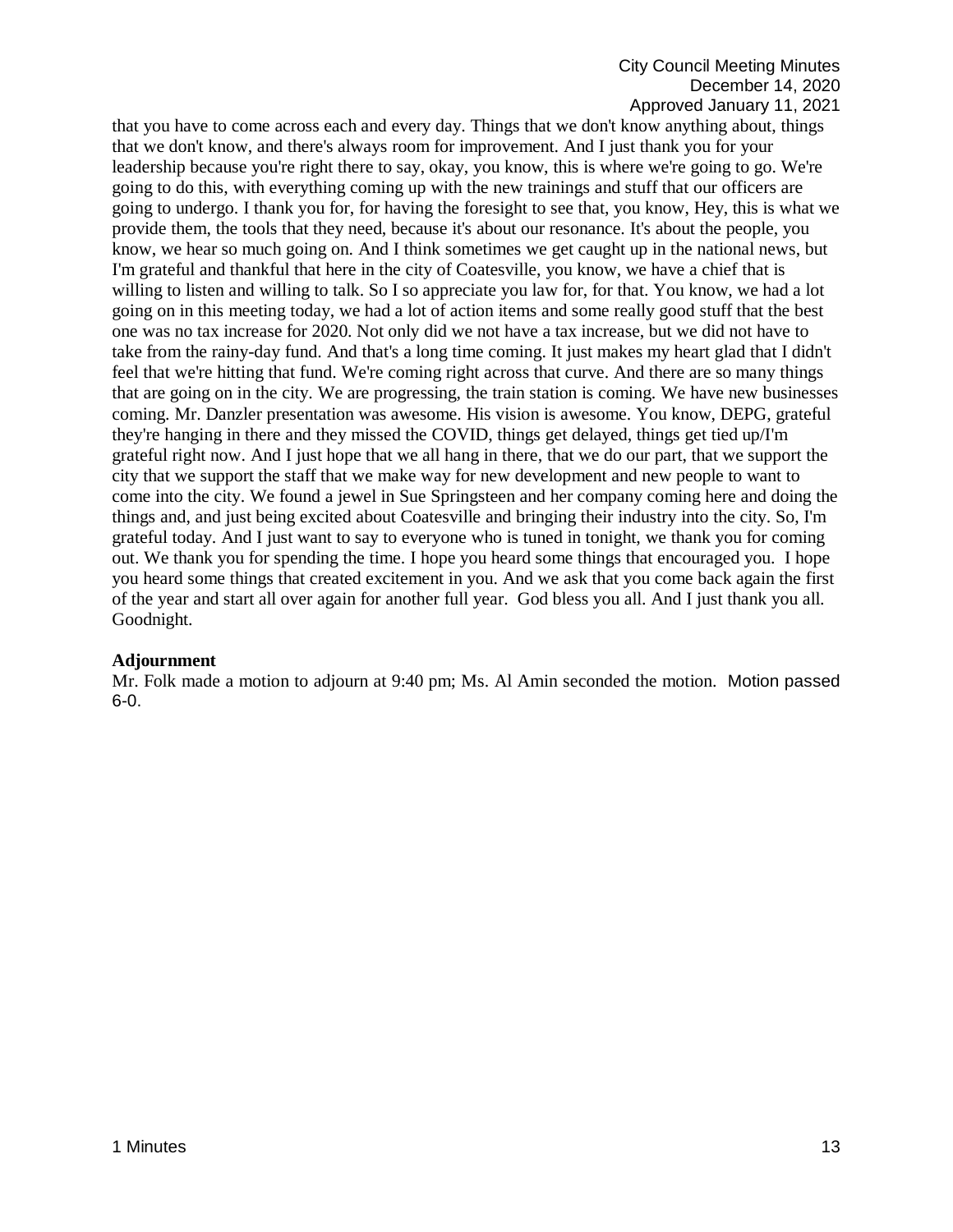that you have to come across each and every day. Things that we don't know anything about, things that we don't know, and there's always room for improvement. And I just thank you for your leadership because you're right there to say, okay, you know, this is where we're going to go. We're going to do this, with everything coming up with the new trainings and stuff that our officers are going to undergo. I thank you for, for having the foresight to see that, you know, Hey, this is what we provide them, the tools that they need, because it's about our resonance. It's about the people, you know, we hear so much going on. And I think sometimes we get caught up in the national news, but I'm grateful and thankful that here in the city of Coatesville, you know, we have a chief that is willing to listen and willing to talk. So I so appreciate you law for, for that. You know, we had a lot going on in this meeting today, we had a lot of action items and some really good stuff that the best one was no tax increase for 2020. Not only did we not have a tax increase, but we did not have to take from the rainy-day fund. And that's a long time coming. It just makes my heart glad that I didn't feel that we're hitting that fund. We're coming right across that curve. And there are so many things that are going on in the city. We are progressing, the train station is coming. We have new businesses coming. Mr. Danzler presentation was awesome. His vision is awesome. You know, DEPG, grateful they're hanging in there and they missed the COVID, things get delayed, things get tied up/I'm grateful right now. And I just hope that we all hang in there, that we do our part, that we support the city that we support the staff that we make way for new development and new people to want to come into the city. We found a jewel in Sue Springsteen and her company coming here and doing the things and, and just being excited about Coatesville and bringing their industry into the city. So, I'm grateful today. And I just want to say to everyone who is tuned in tonight, we thank you for coming out. We thank you for spending the time. I hope you heard some things that encouraged you. I hope you heard some things that created excitement in you. And we ask that you come back again the first of the year and start all over again for another full year. God bless you all. And I just thank you all. Goodnight.

**Adjournment**

Mr. Folk made a motion to adjourn at 9:40 pm; Ms. Al Amin seconded the motion. Motion passed 6-0.